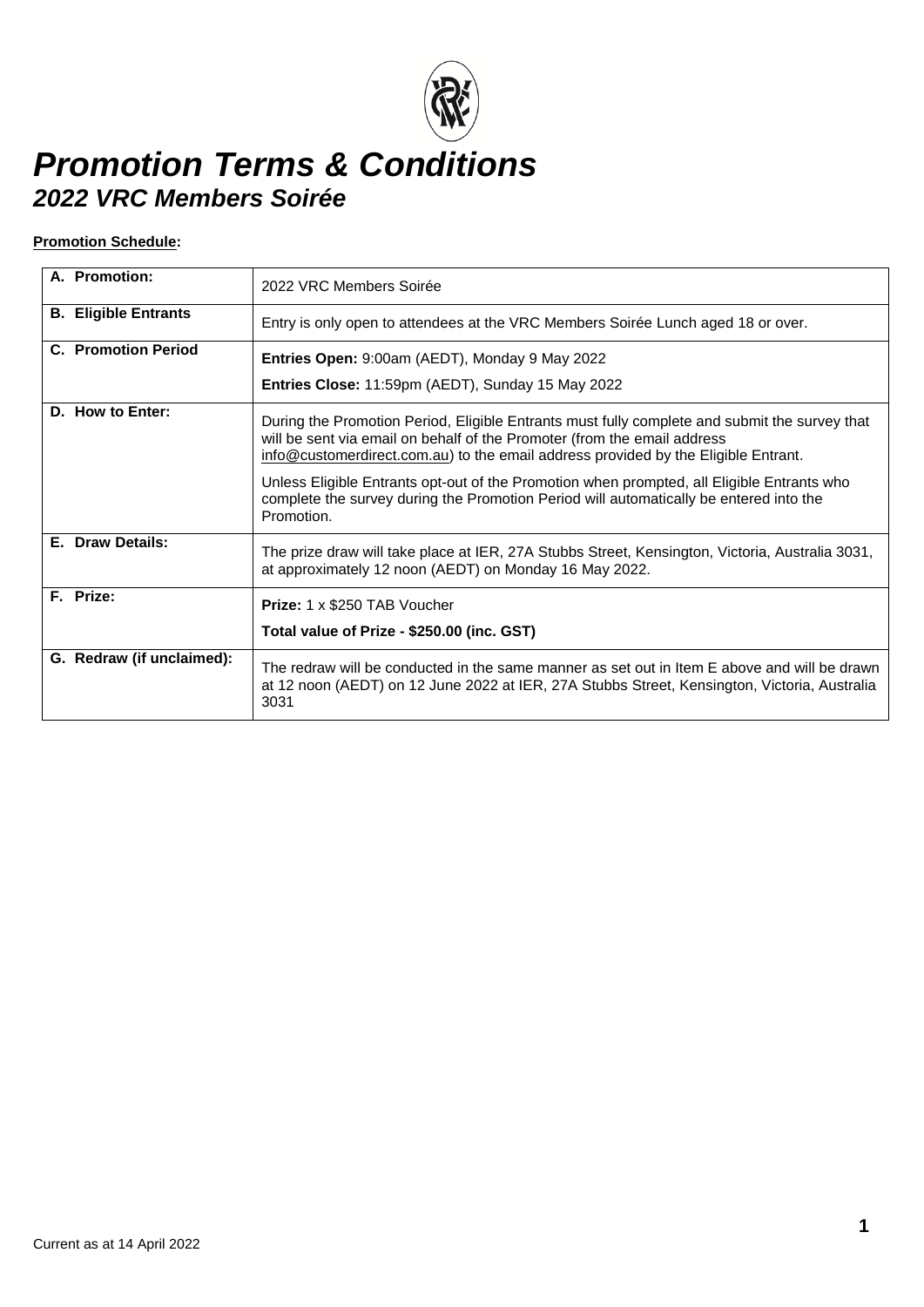# *Promotion Terms & Conditions*

## *2022 VRC Members Soirée*

**Promotion Schedule:**

| | |
|---|---|
| **A. Promotion:** | 2022 VRC Members Soirée |
| **B. Eligible Entrants** | Entry is only open to attendees at the VRC Members Soirée Lunch aged 18 or over. |
| **C. Promotion Period** | **Entries Open:** 9:00am (AEDT), Monday 9 May 2022<br>**Entries Close:** 11:59pm (AEDT), Sunday 15 May 2022 |
| **D. How to Enter:** | During the Promotion Period, Eligible Entrants must fully complete and submit the survey that will be sent via email on behalf of the Promoter (from the email address info@customerdirect.com.au) to the email address provided by the Eligible Entrant.<br>Unless Eligible Entrants opt-out of the Promotion when prompted, all Eligible Entrants who complete the survey during the Promotion Period will automatically be entered into the Promotion. |
| **E. Draw Details:** | The prize draw will take place at IER, 27A Stubbs Street, Kensington, Victoria, Australia 3031, at approximately 12 noon (AEDT) on Monday 16 May 2022. |
| **F. Prize:** | **Prize:** 1 x $250 TAB Voucher<br>**Total value of Prize - $250.00 (inc. GST)** |
| **G. Redraw (if unclaimed):** | The redraw will be conducted in the same manner as set out in Item E above and will be drawn at 12 noon (AEDT) on 12 June 2022 at IER, 27A Stubbs Street, Kensington, Victoria, Australia 3031 |

Current as at 14 April 2022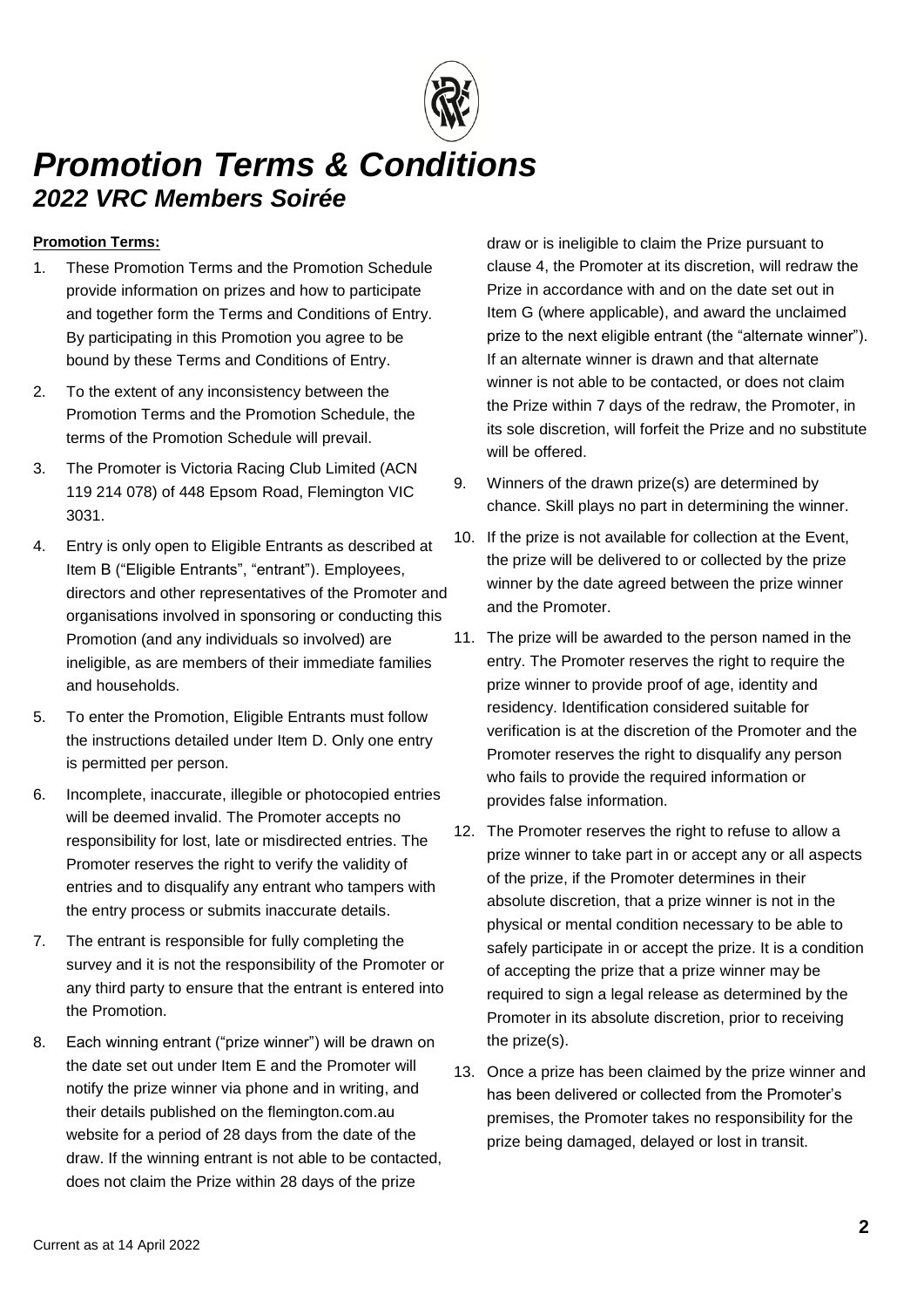# *Promotion Terms & Conditions*

## *2022 VRC Members Soirée*

**Promotion Terms:**

1. These Promotion Terms and the Promotion Schedule provide information on prizes and how to participate and together form the Terms and Conditions of Entry. By participating in this Promotion you agree to be bound by these Terms and Conditions of Entry.
2. To the extent of any inconsistency between the Promotion Terms and the Promotion Schedule, the terms of the Promotion Schedule will prevail.
3. The Promoter is Victoria Racing Club Limited (ACN 119 214 078) of 448 Epsom Road, Flemington VIC 3031.
4. Entry is only open to Eligible Entrants as described at Item B ("Eligible Entrants", "entrant"). Employees, directors and other representatives of the Promoter and organisations involved in sponsoring or conducting this Promotion (and any individuals so involved) are ineligible, as are members of their immediate families and households.
5. To enter the Promotion, Eligible Entrants must follow the instructions detailed under Item D. Only one entry is permitted per person.
6. Incomplete, inaccurate, illegible or photocopied entries will be deemed invalid. The Promoter accepts no responsibility for lost, late or misdirected entries. The Promoter reserves the right to verify the validity of entries and to disqualify any entrant who tampers with the entry process or submits inaccurate details.
7. The entrant is responsible for fully completing the survey and it is not the responsibility of the Promoter or any third party to ensure that the entrant is entered into the Promotion.
8. Each winning entrant ("prize winner") will be drawn on the date set out under Item E and the Promoter will notify the prize winner via phone and in writing, and their details published on the flemington.com.au website for a period of 28 days from the date of the draw. If the winning entrant is not able to be contacted, does not claim the Prize within 28 days of the prize draw or is ineligible to claim the Prize pursuant to clause 4, the Promoter at its discretion, will redraw the Prize in accordance with and on the date set out in Item G (where applicable), and award the unclaimed prize to the next eligible entrant (the "alternate winner"). If an alternate winner is drawn and that alternate winner is not able to be contacted, or does not claim the Prize within 7 days of the redraw, the Promoter, in its sole discretion, will forfeit the Prize and no substitute will be offered.
9. Winners of the drawn prize(s) are determined by chance. Skill plays no part in determining the winner.
10. If the prize is not available for collection at the Event, the prize will be delivered to or collected by the prize winner by the date agreed between the prize winner and the Promoter.
11. The prize will be awarded to the person named in the entry. The Promoter reserves the right to require the prize winner to provide proof of age, identity and residency. Identification considered suitable for verification is at the discretion of the Promoter and the Promoter reserves the right to disqualify any person who fails to provide the required information or provides false information.
12. The Promoter reserves the right to refuse to allow a prize winner to take part in or accept any or all aspects of the prize, if the Promoter determines in their absolute discretion, that a prize winner is not in the physical or mental condition necessary to be able to safely participate in or accept the prize. It is a condition of accepting the prize that a prize winner may be required to sign a legal release as determined by the Promoter in its absolute discretion, prior to receiving the prize(s).
13. Once a prize has been claimed by the prize winner and has been delivered or collected from the Promoter's premises, the Promoter takes no responsibility for the prize being damaged, delayed or lost in transit.

Current as at 14 April 2022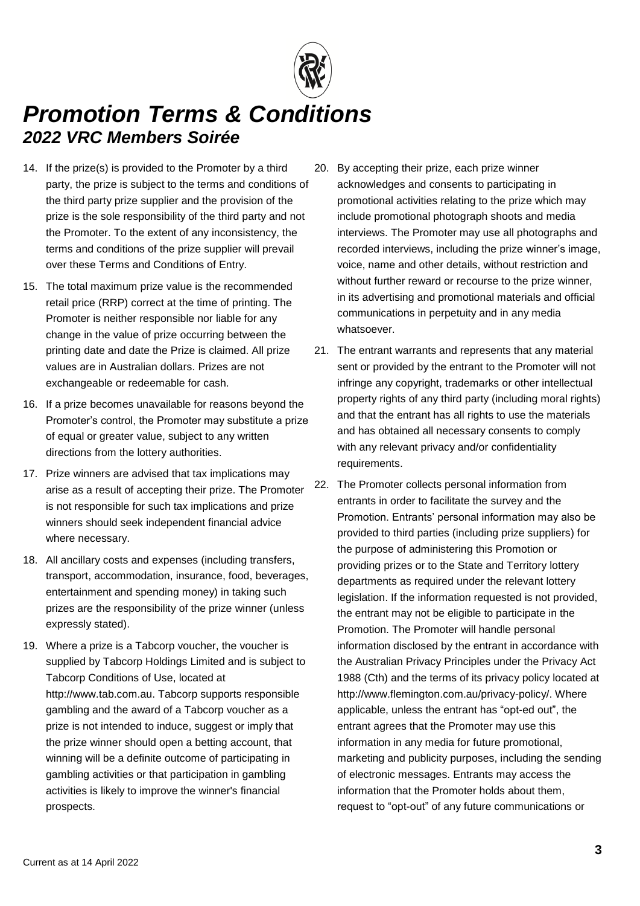// Title and subtitle repeat on every page, so treating them as running header and omitting

14. If the prize(s) is provided to the Promoter by a third party, the prize is subject to the terms and conditions of the third party prize supplier and the provision of the prize is the sole responsibility of the third party and not the Promoter. To the extent of any inconsistency, the terms and conditions of the prize supplier will prevail over these Terms and Conditions of Entry.
15. The total maximum prize value is the recommended retail price (RRP) correct at the time of printing. The Promoter is neither responsible nor liable for any change in the value of prize occurring between the printing date and date the Prize is claimed. All prize values are in Australian dollars. Prizes are not exchangeable or redeemable for cash.
16. If a prize becomes unavailable for reasons beyond the Promoter's control, the Promoter may substitute a prize of equal or greater value, subject to any written directions from the lottery authorities.
17. Prize winners are advised that tax implications may arise as a result of accepting their prize. The Promoter is not responsible for such tax implications and prize winners should seek independent financial advice where necessary.
18. All ancillary costs and expenses (including transfers, transport, accommodation, insurance, food, beverages, entertainment and spending money) in taking such prizes are the responsibility of the prize winner (unless expressly stated).
19. Where a prize is a Tabcorp voucher, the voucher is supplied by Tabcorp Holdings Limited and is subject to Tabcorp Conditions of Use, located at http://www.tab.com.au. Tabcorp supports responsible gambling and the award of a Tabcorp voucher as a prize is not intended to induce, suggest or imply that the prize winner should open a betting account, that winning will be a definite outcome of participating in gambling activities or that participation in gambling activities is likely to improve the winner's financial prospects.
20. By accepting their prize, each prize winner acknowledges and consents to participating in promotional activities relating to the prize which may include promotional photograph shoots and media interviews. The Promoter may use all photographs and recorded interviews, including the prize winner's image, voice, name and other details, without restriction and without further reward or recourse to the prize winner, in its advertising and promotional materials and official communications in perpetuity and in any media whatsoever.
21. The entrant warrants and represents that any material sent or provided by the entrant to the Promoter will not infringe any copyright, trademarks or other intellectual property rights of any third party (including moral rights) and that the entrant has all rights to use the materials and has obtained all necessary consents to comply with any relevant privacy and/or confidentiality requirements.
22. The Promoter collects personal information from entrants in order to facilitate the survey and the Promotion. Entrants' personal information may also be provided to third parties (including prize suppliers) for the purpose of administering this Promotion or providing prizes or to the State and Territory lottery departments as required under the relevant lottery legislation. If the information requested is not provided, the entrant may not be eligible to participate in the Promotion. The Promoter will handle personal information disclosed by the entrant in accordance with the Australian Privacy Principles under the Privacy Act 1988 (Cth) and the terms of its privacy policy located at http://www.flemington.com.au/privacy-policy/. Where applicable, unless the entrant has "opt-ed out", the entrant agrees that the Promoter may use this information in any media for future promotional, marketing and publicity purposes, including the sending of electronic messages. Entrants may access the information that the Promoter holds about them, request to "opt-out" of any future communications or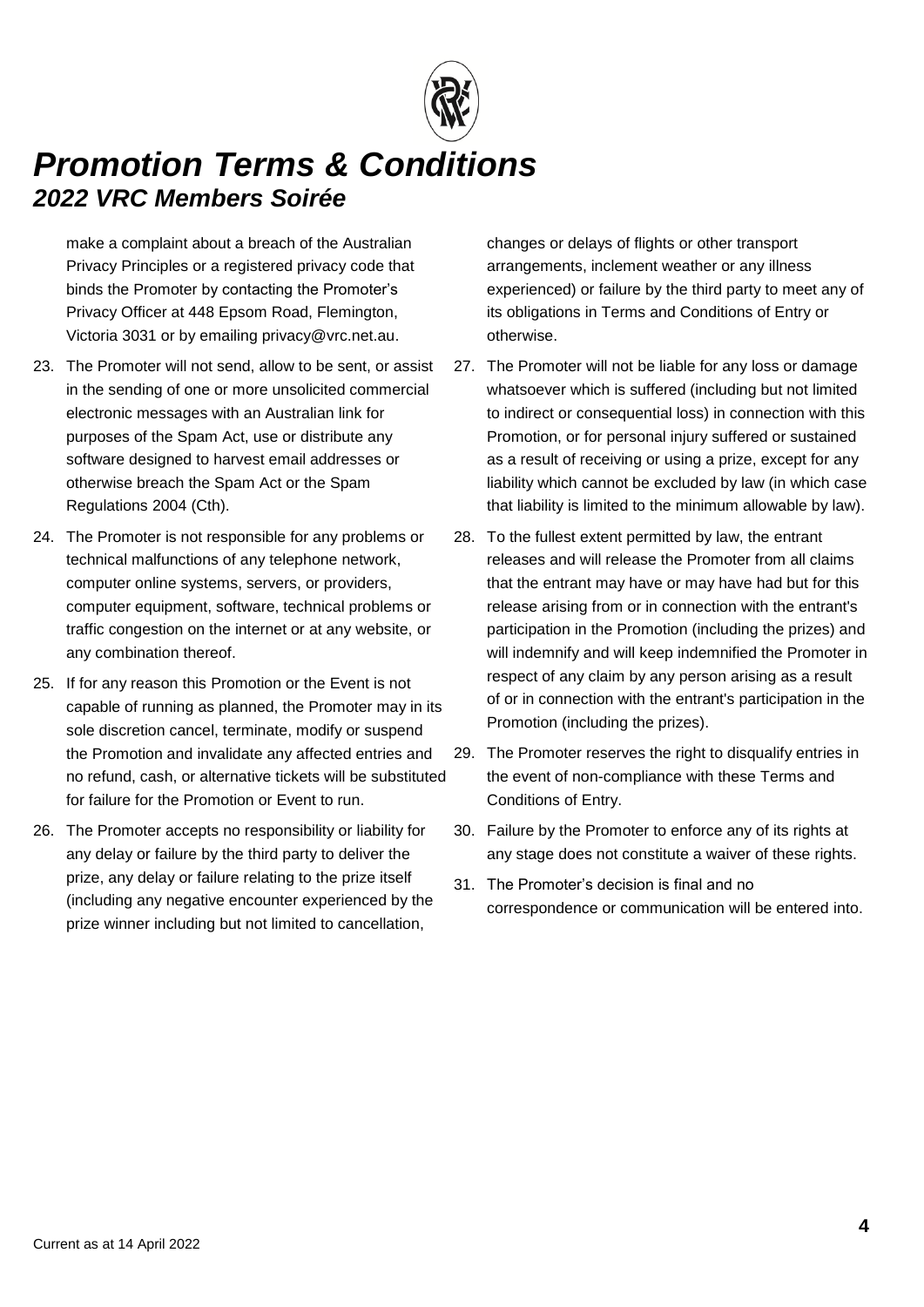make a complaint about a breach of the Australian Privacy Principles or a registered privacy code that binds the Promoter by contacting the Promoter's Privacy Officer at 448 Epsom Road, Flemington, Victoria 3031 or by emailing privacy@vrc.net.au.

23. The Promoter will not send, allow to be sent, or assist in the sending of one or more unsolicited commercial electronic messages with an Australian link for purposes of the Spam Act, use or distribute any software designed to harvest email addresses or otherwise breach the Spam Act or the Spam Regulations 2004 (Cth).
24. The Promoter is not responsible for any problems or technical malfunctions of any telephone network, computer online systems, servers, or providers, computer equipment, software, technical problems or traffic congestion on the internet or at any website, or any combination thereof.
25. If for any reason this Promotion or the Event is not capable of running as planned, the Promoter may in its sole discretion cancel, terminate, modify or suspend the Promotion and invalidate any affected entries and no refund, cash, or alternative tickets will be substituted for failure for the Promotion or Event to run.
26. The Promoter accepts no responsibility or liability for any delay or failure by the third party to deliver the prize, any delay or failure relating to the prize itself (including any negative encounter experienced by the prize winner including but not limited to cancellation, changes or delays of flights or other transport arrangements, inclement weather or any illness experienced) or failure by the third party to meet any of its obligations in Terms and Conditions of Entry or otherwise.
27. The Promoter will not be liable for any loss or damage whatsoever which is suffered (including but not limited to indirect or consequential loss) in connection with this Promotion, or for personal injury suffered or sustained as a result of receiving or using a prize, except for any liability which cannot be excluded by law (in which case that liability is limited to the minimum allowable by law).
28. To the fullest extent permitted by law, the entrant releases and will release the Promoter from all claims that the entrant may have or may have had but for this release arising from or in connection with the entrant's participation in the Promotion (including the prizes) and will indemnify and will keep indemnified the Promoter in respect of any claim by any person arising as a result of or in connection with the entrant's participation in the Promotion (including the prizes).
29. The Promoter reserves the right to disqualify entries in the event of non-compliance with these Terms and Conditions of Entry.
30. Failure by the Promoter to enforce any of its rights at any stage does not constitute a waiver of these rights.
31. The Promoter's decision is final and no correspondence or communication will be entered into.

Current as at 14 April 2022